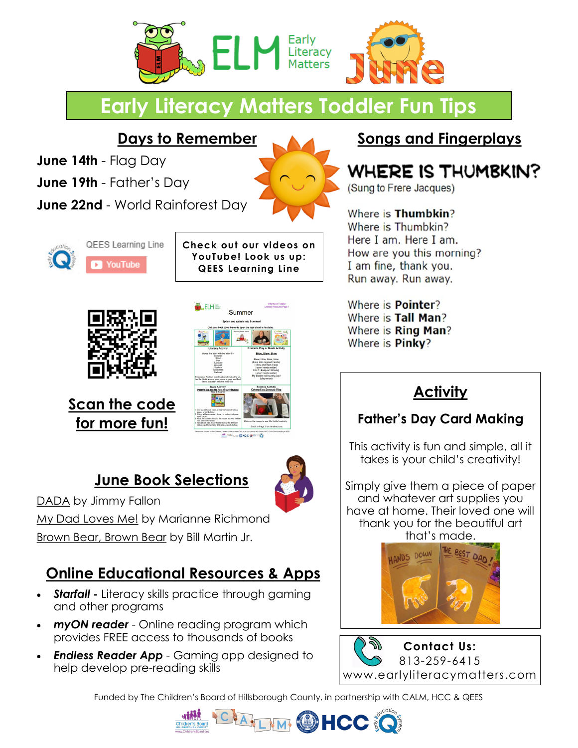# ELM Early Literacy Matters — June

## Early Literacy Matters Toddler Fun Tips

## Days to Remember

**June 14th** - Flag Day

**June 19th** - Father's Day

**June 22nd** - World Rainforest Day

QEES Learning Line — YouTube

Check out our videos on YouTube! Look us up: QEES Learning Line

## Scan the code for more fun!

## June Book Selections

DADA by Jimmy Fallon

My Dad Loves Me! by Marianne Richmond

Brown Bear, Brown Bear by Bill Martin Jr.

## Online Educational Resources & Apps

- ***Starfall -*** Literacy skills practice through gaming and other programs
- ***myON reader*** - Online reading program which provides FREE access to thousands of books
- ***Endless Reader App*** - Gaming app designed to help develop pre-reading skills

## Songs and Fingerplays

### WHERE IS THUMBKIN?

(Sung to Frere Jacques)

Where is **Thumbkin**?
Where is Thumbkin?
Here I am. Here I am.
How are you this morning?
I am fine, thank you.
Run away. Run away.

Where is **Pointer**?
Where is **Tall Man**?
Where is **Ring Man**?
Where is **Pinky**?

## Activity

### Father's Day Card Making

This activity is fun and simple, all it takes is your child's creativity!

Simply give them a piece of paper and whatever art supplies you have at home. Their loved one will thank you for the beautiful art that's made.

**Contact Us:**
813-259-6415
www.earlyliteracymatters.com

Funded by The Children's Board of Hillsborough County, in partnership with CALM, HCC & QEES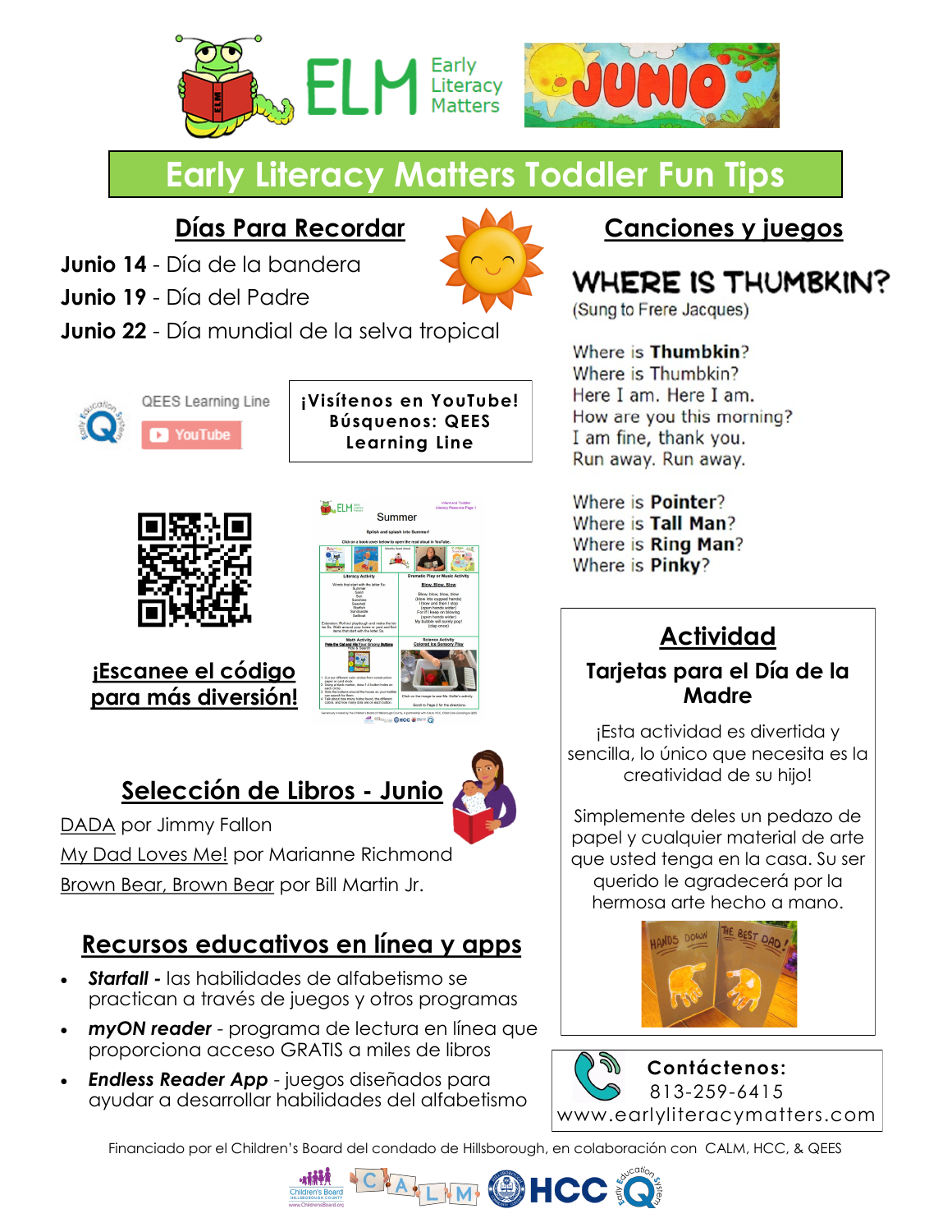# Early Literacy Matters Toddler Fun Tips

## Días Para Recordar

**Junio 14** - Día de la bandera
**Junio 19** - Día del Padre
**Junio 22** - Día mundial de la selva tropical

QEES Learning Line
YouTube

**¡Visítenos en YouTube! Búsquenos: QEES Learning Line**

**¡Escanee el código para más diversión!**

## Selección de Libros - Junio

DADA por Jimmy Fallon
My Dad Loves Me! por Marianne Richmond
Brown Bear, Brown Bear por Bill Martin Jr.

## Recursos educativos en línea y apps

- ***Starfall -*** las habilidades de alfabetismo se practican a través de juegos y otros programas
- ***myON reader*** - programa de lectura en línea que proporciona acceso GRATIS a miles de libros
- ***Endless Reader App*** - juegos diseñados para ayudar a desarrollar habilidades del alfabetismo

## Canciones y juegos

### WHERE IS THUMBKIN?

(Sung to Frere Jacques)

Where is **Thumbkin**?
Where is Thumbkin?
Here I am. Here I am.
How are you this morning?
I am fine, thank you.
Run away. Run away.

Where is **Pointer**?
Where is **Tall Man**?
Where is **Ring Man**?
Where is **Pinky**?

## Actividad

### Tarjetas para el Día de la Madre

¡Esta actividad es divertida y sencilla, lo único que necesita es la creatividad de su hijo!

Simplemente deles un pedazo de papel y cualquier material de arte que usted tenga en la casa. Su ser querido le agradecerá por la hermosa arte hecho a mano.

**Contáctenos:**
813-259-6415
www.earlyliteracymatters.com

Financiado por el Children's Board del condado de Hillsborough, en colaboración con CALM, HCC, & QEES